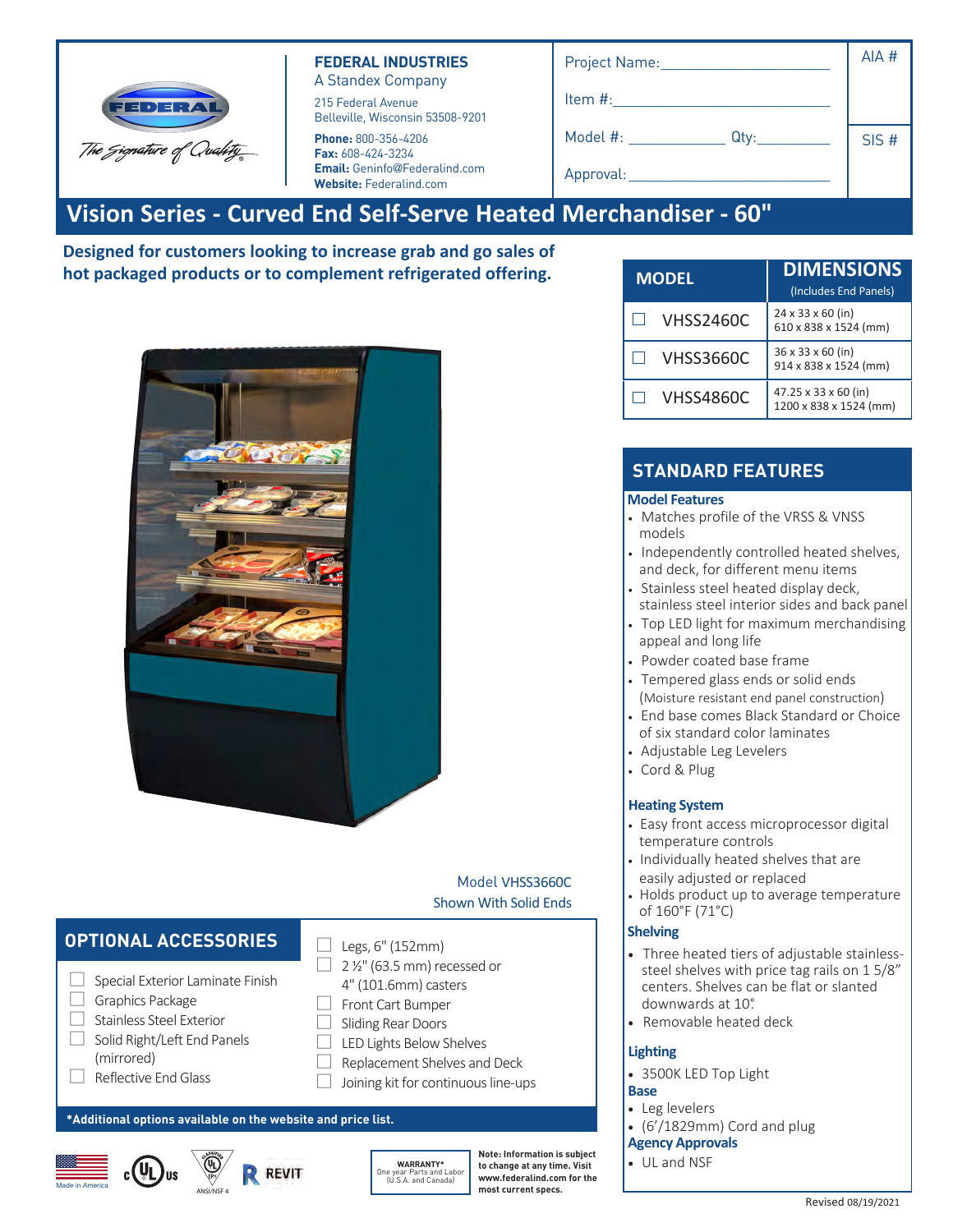**FEDERAL INDUSTRIES**
A Standex Company

215 Federal Avenue
Belleville, Wisconsin 53508-9201

**Phone:** 800-356-4206
**Fax:** 608-424-3234
**Email:** Geninfo@Federalind.com
**Website:** Federalind.com

Project Name: ____________________

Item #: ____________________

Model #: ____________ Qty: ________

Approval: ____________________

AIA #

SIS #

# Vision Series - Curved End Self-Serve Heated Merchandiser - 60"

**Designed for customers looking to increase grab and go sales of hot packaged products or to complement refrigerated offering.**

Model VHSS3660C
Shown With Solid Ends

| MODEL | DIMENSIONS (Includes End Panels) |
|---|---|
| ☐ VHSS2460C | 24 x 33 x 60 (in) 610 x 838 x 1524 (mm) |
| ☐ VHSS3660C | 36 x 33 x 60 (in) 914 x 838 x 1524 (mm) |
| ☐ VHSS4860C | 47.25 x 33 x 60 (in) 1200 x 838 x 1524 (mm) |

## STANDARD FEATURES

### Model Features

- Matches profile of the VRSS & VNSS models
- Independently controlled heated shelves, and deck, for different menu items
- Stainless steel heated display deck, stainless steel interior sides and back panel
- Top LED light for maximum merchandising appeal and long life
- Powder coated base frame
- Tempered glass ends or solid ends (Moisture resistant end panel construction)
- End base comes Black Standard or Choice of six standard color laminates
- Adjustable Leg Levelers
- Cord & Plug

### Heating System

- Easy front access microprocessor digital temperature controls
- Individually heated shelves that are easily adjusted or replaced
- Holds product up to average temperature of 160°F (71°C)

### Shelving

- Three heated tiers of adjustable stainless-steel shelves with price tag rails on 1 5/8" centers. Shelves can be flat or slanted downwards at 10°
- Removable heated deck

### Lighting

- 3500K LED Top Light

### Base

- Leg levelers
- (6'/1829mm) Cord and plug

### Agency Approvals

- UL and NSF

## OPTIONAL ACCESSORIES

- ☐ Special Exterior Laminate Finish
- ☐ Graphics Package
- ☐ Stainless Steel Exterior
- ☐ Solid Right/Left End Panels (mirrored)
- ☐ Reflective End Glass
- ☐ Legs, 6" (152mm)
- ☐ 2 ½" (63.5 mm) recessed or 4" (101.6mm) casters
- ☐ Front Cart Bumper
- ☐ Sliding Rear Doors
- ☐ LED Lights Below Shelves
- ☐ Replacement Shelves and Deck
- ☐ Joining kit for continuous line-ups

**\*Additional options available on the website and price list.**

Made in America | ANSI/NSF 4 | REVIT

**WARRANTY\***
One year Parts and Labor (U.S.A. and Canada)

**Note: Information is subject to change at any time. Visit www.federalind.com for the most current specs.**

Revised 08/19/2021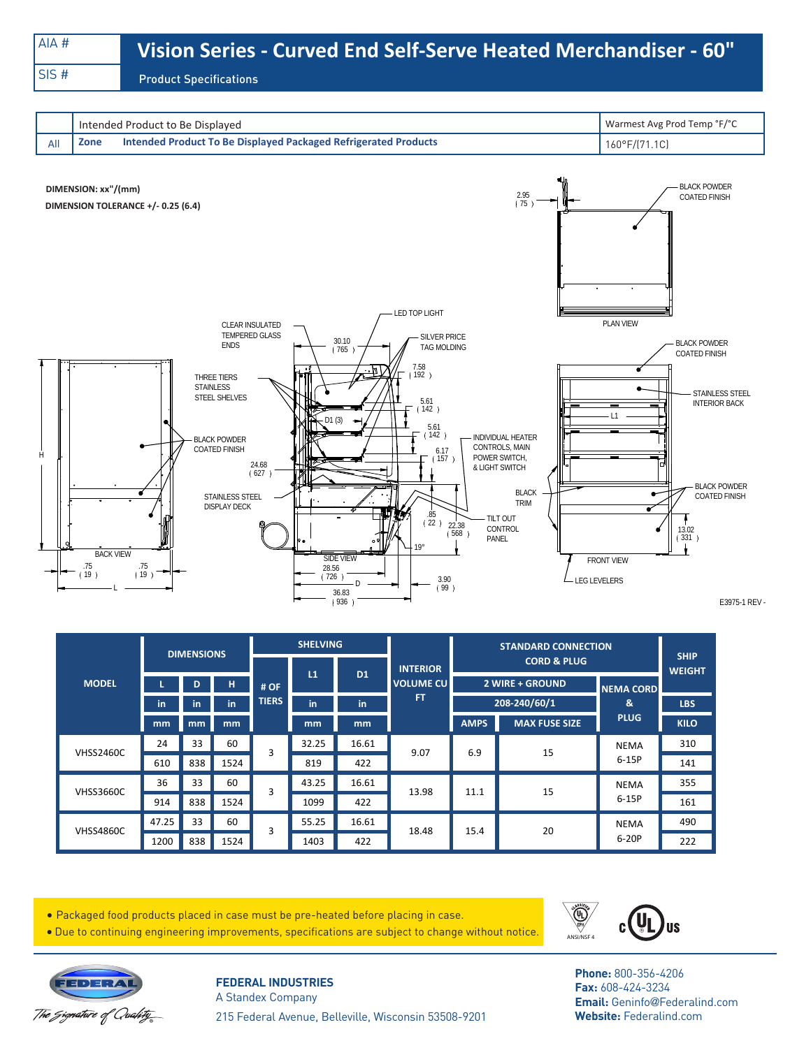| AIA # | Vision Series - Curved End Self-Serve Heated Merchandiser - 60" |
|---|---|
| SIS # | Product Specifications |

| | Intended Product to Be Displayed | Warmest Avg Prod Temp °F/°C |
|---|---|---|
| All | **Zone** **Intended Product To Be Displayed Packaged Refrigerated Products** | 160°F/(71.1C) |

**DIMENSION: xx"/(mm)**

**DIMENSION TOLERANCE +/- 0.25 (6.4)**

2.95 ( 75 )
BLACK POWDER COATED FINISH
PLAN VIEW
LED TOP LIGHT
CLEAR INSULATED TEMPERED GLASS ENDS
30.10 ( 765 )
SILVER PRICE TAG MOLDING
7.58 ( 192 )
THREE TIERS STAINLESS STEEL SHELVES
5.61 ( 142 )
D1 (3)
5.61 ( 142 )
BLACK POWDER COATED FINISH
INDIVIDUAL HEATER CONTROLS, MAIN POWER SWITCH, & LIGHT SWITCH
6.17 ( 157 )
24.68 ( 627 )
H
STAINLESS STEEL DISPLAY DECK
BLACK TRIM
.85 ( 22 )
22.38 ( 568 )
TILT OUT CONTROL PANEL
19°
BACK VIEW
.75 ( 19 )
.75 ( 19 )
L
SIDE VIEW
28.56 ( 726 )
D
3.90 ( 99 )
36.83 ( 936 )
BLACK POWDER COATED FINISH
STAINLESS STEEL INTERIOR BACK
L1
BLACK POWDER COATED FINISH
13.02 ( 331 )
FRONT VIEW
LEG LEVELERS
E3975-1 REV -

| MODEL | DIMENSIONS | | | SHELVING | | | INTERIOR VOLUME CU FT | STANDARD CONNECTION CORD & PLUG | | | SHIP WEIGHT |
|---|---|---|---|---|---|---|---|---|---|---|---|
| | L | D | H | # OF TIERS | L1 | D1 | | 2 WIRE + GROUND | | NEMA CORD & PLUG | |
| | in | in | in | | in | in | | 208-240/60/1 | | | LBS |
| | mm | mm | mm | | mm | mm | | AMPS | MAX FUSE SIZE | | KILO |
| VHSS2460C | 24 | 33 | 60 | 3 | 32.25 | 16.61 | 9.07 | 6.9 | 15 | NEMA 6-15P | 310 |
| | 610 | 838 | 1524 | | 819 | 422 | | | | | 141 |
| VHSS3660C | 36 | 33 | 60 | 3 | 43.25 | 16.61 | 13.98 | 11.1 | 15 | NEMA 6-15P | 355 |
| | 914 | 838 | 1524 | | 1099 | 422 | | | | | 161 |
| VHSS4860C | 47.25 | 33 | 60 | 3 | 55.25 | 16.61 | 18.48 | 15.4 | 20 | NEMA 6-20P | 490 |
| | 1200 | 838 | 1524 | | 1403 | 422 | | | | | 222 |

- Packaged food products placed in case must be pre-heated before placing in case.
- Due to continuing engineering improvements, specifications are subject to change without notice.

ANSI/NSF 4

**FEDERAL INDUSTRIES**
A Standex Company
215 Federal Avenue, Belleville, Wisconsin 53508-9201

**Phone:** 800-356-4206
**Fax:** 608-424-3234
**Email:** Geninfo@Federalind.com
**Website:** Federalind.com